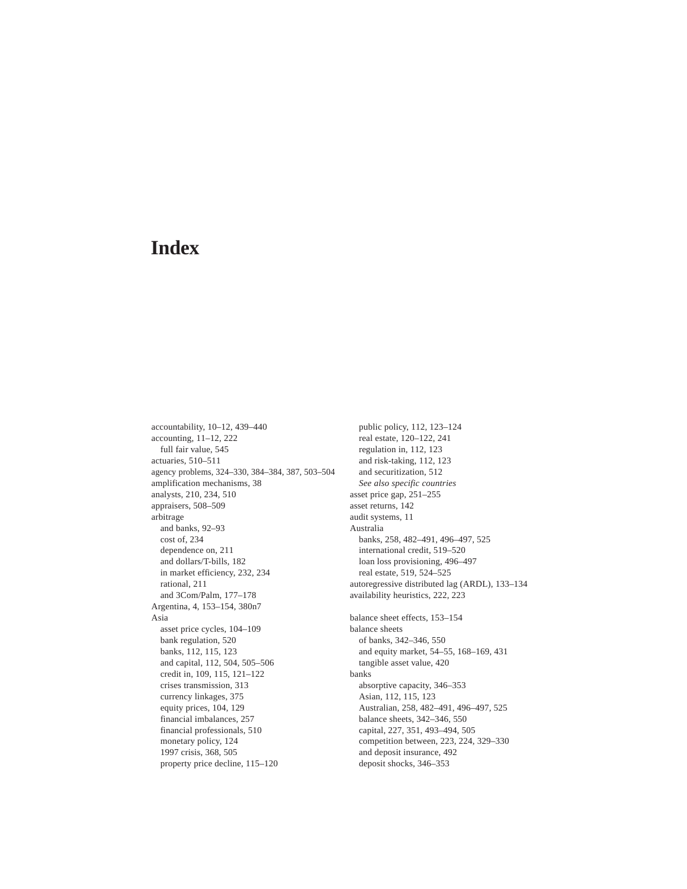# Index

accountability, 10–12, 439–440
accounting, 11–12, 222
  full fair value, 545
actuaries, 510–511
agency problems, 324–330, 384–384, 387, 503–504
amplification mechanisms, 38
analysts, 210, 234, 510
appraisers, 508–509
arbitrage
  and banks, 92–93
  cost of, 234
  dependence on, 211
  and dollars/T-bills, 182
  in market efficiency, 232, 234
  rational, 211
  and 3Com/Palm, 177–178
Argentina, 4, 153–154, 380n7
Asia
  asset price cycles, 104–109
  bank regulation, 520
  banks, 112, 115, 123
  and capital, 112, 504, 505–506
  credit in, 109, 115, 121–122
  crises transmission, 313
  currency linkages, 375
  equity prices, 104, 129
  financial imbalances, 257
  financial professionals, 510
  monetary policy, 124
  1997 crisis, 368, 505
  property price decline, 115–120
  public policy, 112, 123–124
  real estate, 120–122, 241
  regulation in, 112, 123
  and risk-taking, 112, 123
  and securitization, 512
  *See also specific countries*
asset price gap, 251–255
asset returns, 142
audit systems, 11
Australia
  banks, 258, 482–491, 496–497, 525
  international credit, 519–520
  loan loss provisioning, 496–497
  real estate, 519, 524–525
autoregressive distributed lag (ARDL), 133–134
availability heuristics, 222, 223

balance sheet effects, 153–154
balance sheets
  of banks, 342–346, 550
  and equity market, 54–55, 168–169, 431
  tangible asset value, 420
banks
  absorptive capacity, 346–353
  Asian, 112, 115, 123
  Australian, 258, 482–491, 496–497, 525
  balance sheets, 342–346, 550
  capital, 227, 351, 493–494, 505
  competition between, 223, 224, 329–330
  and deposit insurance, 492
  deposit shocks, 346–353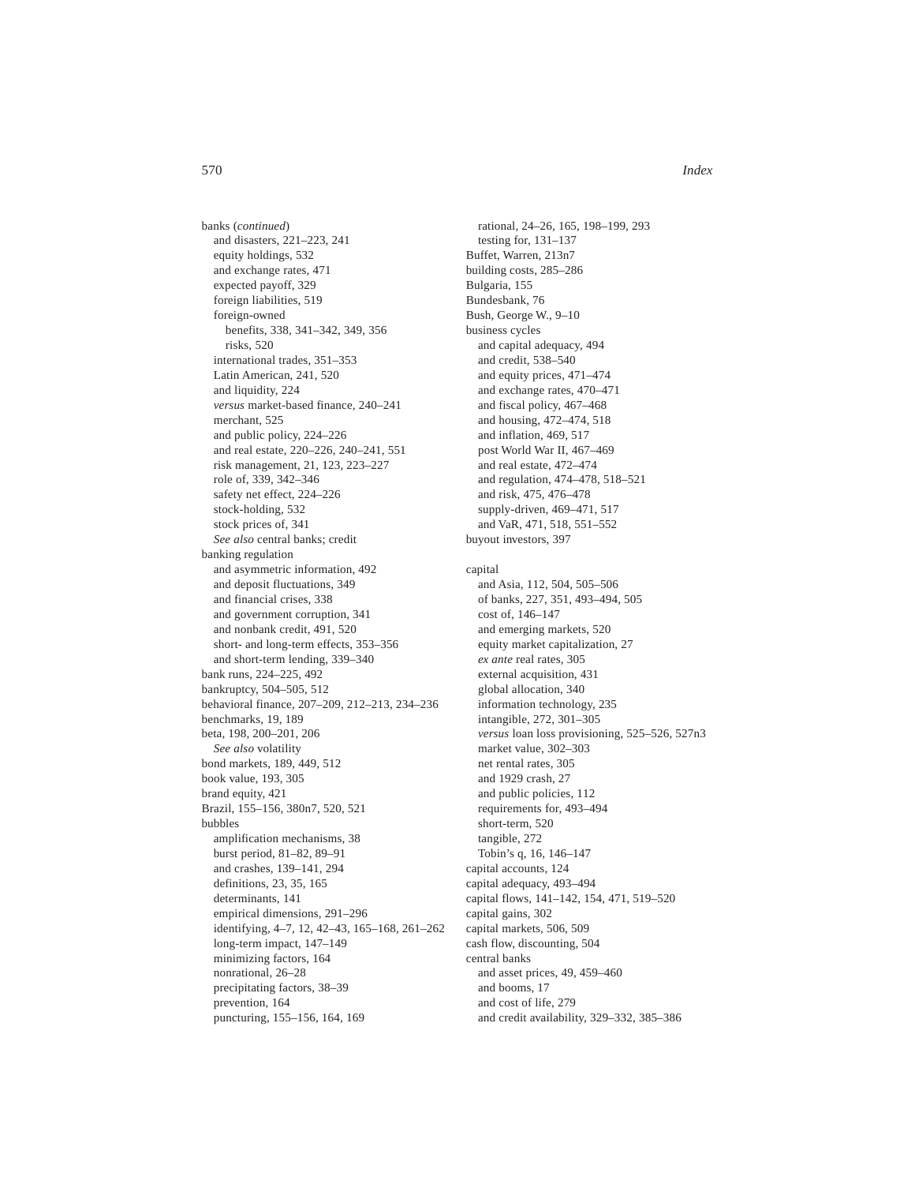banks (*continued*)
  and disasters, 221–223, 241
  equity holdings, 532
  and exchange rates, 471
  expected payoff, 329
  foreign liabilities, 519
  foreign-owned
    benefits, 338, 341–342, 349, 356
    risks, 520
  international trades, 351–353
  Latin American, 241, 520
  and liquidity, 224
  *versus* market-based finance, 240–241
  merchant, 525
  and public policy, 224–226
  and real estate, 220–226, 240–241, 551
  risk management, 21, 123, 223–227
  role of, 339, 342–346
  safety net effect, 224–226
  stock-holding, 532
  stock prices of, 341
  *See also* central banks; credit
banking regulation
  and asymmetric information, 492
  and deposit fluctuations, 349
  and financial crises, 338
  and government corruption, 341
  and nonbank credit, 491, 520
  short- and long-term effects, 353–356
  and short-term lending, 339–340
bank runs, 224–225, 492
bankruptcy, 504–505, 512
behavioral finance, 207–209, 212–213, 234–236
benchmarks, 19, 189
beta, 198, 200–201, 206
  *See also* volatility
bond markets, 189, 449, 512
book value, 193, 305
brand equity, 421
Brazil, 155–156, 380n7, 520, 521
bubbles
  amplification mechanisms, 38
  burst period, 81–82, 89–91
  and crashes, 139–141, 294
  definitions, 23, 35, 165
  determinants, 141
  empirical dimensions, 291–296
  identifying, 4–7, 12, 42–43, 165–168, 261–262
  long-term impact, 147–149
  minimizing factors, 164
  nonrational, 26–28
  precipitating factors, 38–39
  prevention, 164
  puncturing, 155–156, 164, 169
  rational, 24–26, 165, 198–199, 293
  testing for, 131–137
Buffet, Warren, 213n7
building costs, 285–286
Bulgaria, 155
Bundesbank, 76
Bush, George W., 9–10
business cycles
  and capital adequacy, 494
  and credit, 538–540
  and equity prices, 471–474
  and exchange rates, 470–471
  and fiscal policy, 467–468
  and housing, 472–474, 518
  and inflation, 469, 517
  post World War II, 467–469
  and real estate, 472–474
  and regulation, 474–478, 518–521
  and risk, 475, 476–478
  supply-driven, 469–471, 517
  and VaR, 471, 518, 551–552
buyout investors, 397

capital
  and Asia, 112, 504, 505–506
  of banks, 227, 351, 493–494, 505
  cost of, 146–147
  and emerging markets, 520
  equity market capitalization, 27
  *ex ante* real rates, 305
  external acquisition, 431
  global allocation, 340
  information technology, 235
  intangible, 272, 301–305
  *versus* loan loss provisioning, 525–526, 527n3
  market value, 302–303
  net rental rates, 305
  and 1929 crash, 27
  and public policies, 112
  requirements for, 493–494
  short-term, 520
  tangible, 272
  Tobin's q, 16, 146–147
capital accounts, 124
capital adequacy, 493–494
capital flows, 141–142, 154, 471, 519–520
capital gains, 302
capital markets, 506, 509
cash flow, discounting, 504
central banks
  and asset prices, 49, 459–460
  and booms, 17
  and cost of life, 279
  and credit availability, 329–332, 385–386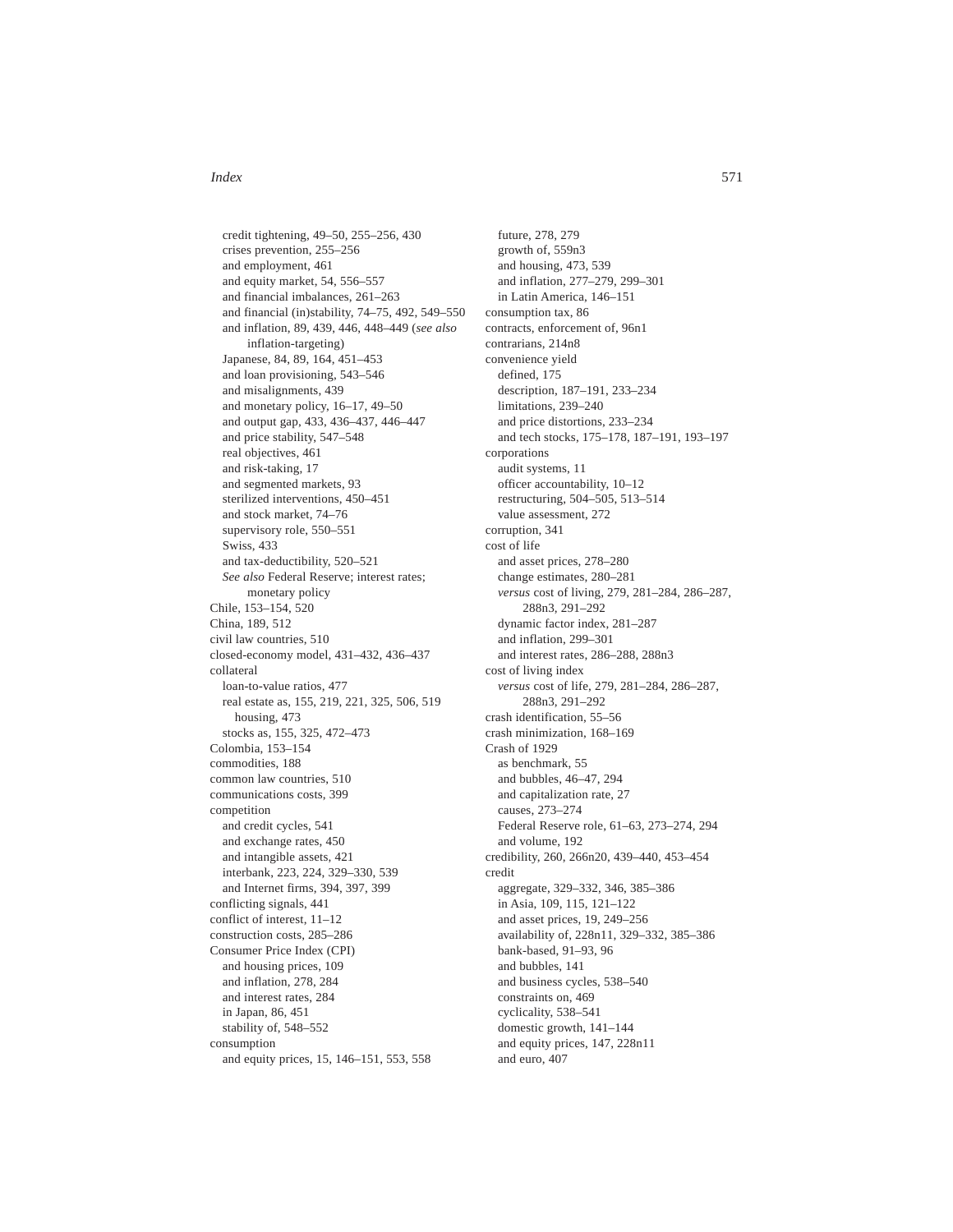credit tightening, 49–50, 255–256, 430
crises prevention, 255–256
and employment, 461
and equity market, 54, 556–557
and financial imbalances, 261–263
and financial (in)stability, 74–75, 492, 549–550
and inflation, 89, 439, 446, 448–449 (*see also* inflation-targeting)
Japanese, 84, 89, 164, 451–453
and loan provisioning, 543–546
and misalignments, 439
and monetary policy, 16–17, 49–50
and output gap, 433, 436–437, 446–447
and price stability, 547–548
real objectives, 461
and risk-taking, 17
and segmented markets, 93
sterilized interventions, 450–451
and stock market, 74–76
supervisory role, 550–551
Swiss, 433
and tax-deductibility, 520–521
*See also* Federal Reserve; interest rates; monetary policy
Chile, 153–154, 520
China, 189, 512
civil law countries, 510
closed-economy model, 431–432, 436–437
collateral
loan-to-value ratios, 477
real estate as, 155, 219, 221, 325, 506, 519
housing, 473
stocks as, 155, 325, 472–473
Colombia, 153–154
commodities, 188
common law countries, 510
communications costs, 399
competition
and credit cycles, 541
and exchange rates, 450
and intangible assets, 421
interbank, 223, 224, 329–330, 539
and Internet firms, 394, 397, 399
conflicting signals, 441
conflict of interest, 11–12
construction costs, 285–286
Consumer Price Index (CPI)
and housing prices, 109
and inflation, 278, 284
and interest rates, 284
in Japan, 86, 451
stability of, 548–552
consumption
and equity prices, 15, 146–151, 553, 558
future, 278, 279
growth of, 559n3
and housing, 473, 539
and inflation, 277–279, 299–301
in Latin America, 146–151
consumption tax, 86
contracts, enforcement of, 96n1
contrarians, 214n8
convenience yield
defined, 175
description, 187–191, 233–234
limitations, 239–240
and price distortions, 233–234
and tech stocks, 175–178, 187–191, 193–197
corporations
audit systems, 11
officer accountability, 10–12
restructuring, 504–505, 513–514
value assessment, 272
corruption, 341
cost of life
and asset prices, 278–280
change estimates, 280–281
*versus* cost of living, 279, 281–284, 286–287, 288n3, 291–292
dynamic factor index, 281–287
and inflation, 299–301
and interest rates, 286–288, 288n3
cost of living index
*versus* cost of life, 279, 281–284, 286–287, 288n3, 291–292
crash identification, 55–56
crash minimization, 168–169
Crash of 1929
as benchmark, 55
and bubbles, 46–47, 294
and capitalization rate, 27
causes, 273–274
Federal Reserve role, 61–63, 273–274, 294
and volume, 192
credibility, 260, 266n20, 439–440, 453–454
credit
aggregate, 329–332, 346, 385–386
in Asia, 109, 115, 121–122
and asset prices, 19, 249–256
availability of, 228n11, 329–332, 385–386
bank-based, 91–93, 96
and bubbles, 141
and business cycles, 538–540
constraints on, 469
cyclicality, 538–541
domestic growth, 141–144
and equity prices, 147, 228n11
and euro, 407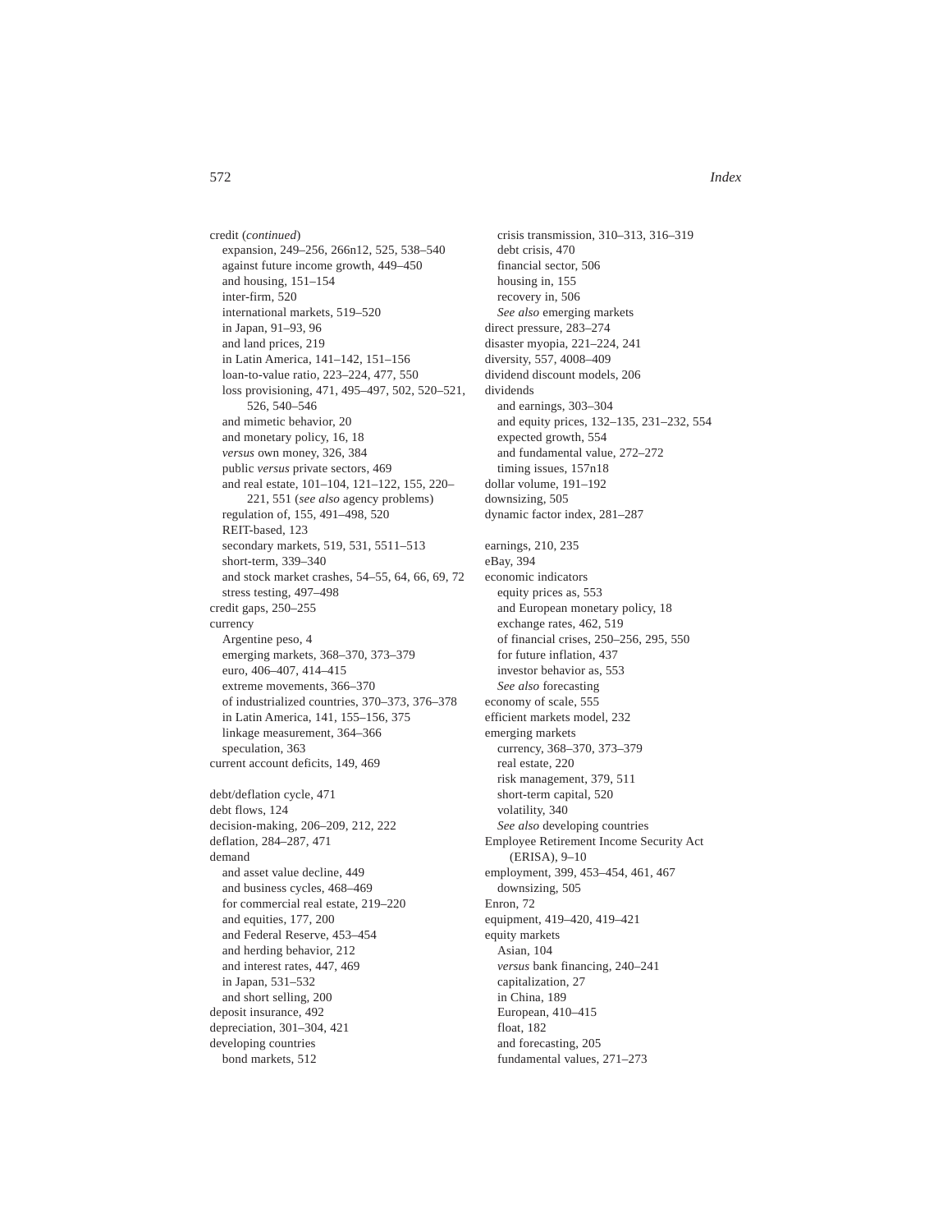credit (*continued*)
- expansion, 249–256, 266n12, 525, 538–540
- against future income growth, 449–450
- and housing, 151–154
- inter-firm, 520
- international markets, 519–520
- in Japan, 91–93, 96
- and land prices, 219
- in Latin America, 141–142, 151–156
- loan-to-value ratio, 223–224, 477, 550
- loss provisioning, 471, 495–497, 502, 520–521, 526, 540–546
- and mimetic behavior, 20
- and monetary policy, 16, 18
- *versus* own money, 326, 384
- public *versus* private sectors, 469
- and real estate, 101–104, 121–122, 155, 220–221, 551 (*see also* agency problems)
- regulation of, 155, 491–498, 520
- REIT-based, 123
- secondary markets, 519, 531, 5511–513
- short-term, 339–340
- and stock market crashes, 54–55, 64, 66, 69, 72
- stress testing, 497–498

credit gaps, 250–255

currency
- Argentine peso, 4
- emerging markets, 368–370, 373–379
- euro, 406–407, 414–415
- extreme movements, 366–370
- of industrialized countries, 370–373, 376–378
- in Latin America, 141, 155–156, 375
- linkage measurement, 364–366
- speculation, 363

current account deficits, 149, 469

debt/deflation cycle, 471

debt flows, 124

decision-making, 206–209, 212, 222

deflation, 284–287, 471

demand
- and asset value decline, 449
- and business cycles, 468–469
- for commercial real estate, 219–220
- and equities, 177, 200
- and Federal Reserve, 453–454
- and herding behavior, 212
- and interest rates, 447, 469
- in Japan, 531–532
- and short selling, 200

deposit insurance, 492

depreciation, 301–304, 421

developing countries
- bond markets, 512
- crisis transmission, 310–313, 316–319
- debt crisis, 470
- financial sector, 506
- housing in, 155
- recovery in, 506
- *See also* emerging markets

direct pressure, 283–274

disaster myopia, 221–224, 241

diversity, 557, 4008–409

dividend discount models, 206

dividends
- and earnings, 303–304
- and equity prices, 132–135, 231–232, 554
- expected growth, 554
- and fundamental value, 272–272
- timing issues, 157n18

dollar volume, 191–192

downsizing, 505

dynamic factor index, 281–287

earnings, 210, 235

eBay, 394

economic indicators
- equity prices as, 553
- and European monetary policy, 18
- exchange rates, 462, 519
- of financial crises, 250–256, 295, 550
- for future inflation, 437
- investor behavior as, 553
- *See also* forecasting

economy of scale, 555

efficient markets model, 232

emerging markets
- currency, 368–370, 373–379
- real estate, 220
- risk management, 379, 511
- short-term capital, 520
- volatility, 340
- *See also* developing countries

Employee Retirement Income Security Act (ERISA), 9–10

employment, 399, 453–454, 461, 467
- downsizing, 505

Enron, 72

equipment, 419–420, 419–421

equity markets
- Asian, 104
- *versus* bank financing, 240–241
- capitalization, 27
- in China, 189
- European, 410–415
- float, 182
- and forecasting, 205
- fundamental values, 271–273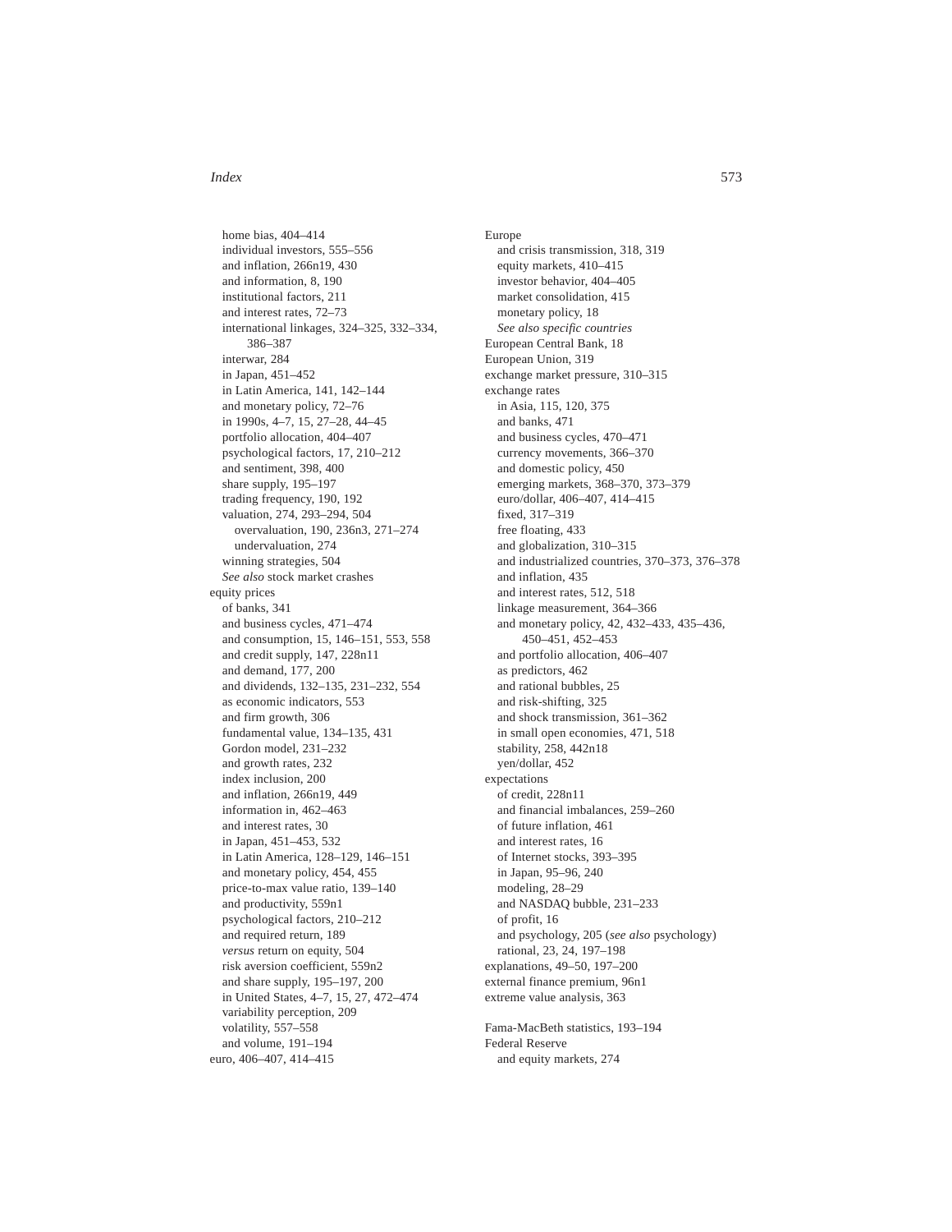home bias, 404–414
individual investors, 555–556
and inflation, 266n19, 430
and information, 8, 190
institutional factors, 211
and interest rates, 72–73
international linkages, 324–325, 332–334, 386–387
interwar, 284
in Japan, 451–452
in Latin America, 141, 142–144
and monetary policy, 72–76
in 1990s, 4–7, 15, 27–28, 44–45
portfolio allocation, 404–407
psychological factors, 17, 210–212
and sentiment, 398, 400
share supply, 195–197
trading frequency, 190, 192
valuation, 274, 293–294, 504
overvaluation, 190, 236n3, 271–274
undervaluation, 274
winning strategies, 504
*See also* stock market crashes

equity prices
of banks, 341
and business cycles, 471–474
and consumption, 15, 146–151, 553, 558
and credit supply, 147, 228n11
and demand, 177, 200
and dividends, 132–135, 231–232, 554
as economic indicators, 553
and firm growth, 306
fundamental value, 134–135, 431
Gordon model, 231–232
and growth rates, 232
index inclusion, 200
and inflation, 266n19, 449
information in, 462–463
and interest rates, 30
in Japan, 451–453, 532
in Latin America, 128–129, 146–151
and monetary policy, 454, 455
price-to-max value ratio, 139–140
and productivity, 559n1
psychological factors, 210–212
and required return, 189
*versus* return on equity, 504
risk aversion coefficient, 559n2
and share supply, 195–197, 200
in United States, 4–7, 15, 27, 472–474
variability perception, 209
volatility, 557–558
and volume, 191–194

euro, 406–407, 414–415

Europe
and crisis transmission, 318, 319
equity markets, 410–415
investor behavior, 404–405
market consolidation, 415
monetary policy, 18
*See also specific countries*

European Central Bank, 18

European Union, 319

exchange market pressure, 310–315

exchange rates
in Asia, 115, 120, 375
and banks, 471
and business cycles, 470–471
currency movements, 366–370
and domestic policy, 450
emerging markets, 368–370, 373–379
euro/dollar, 406–407, 414–415
fixed, 317–319
free floating, 433
and globalization, 310–315
and industrialized countries, 370–373, 376–378
and inflation, 435
and interest rates, 512, 518
linkage measurement, 364–366
and monetary policy, 42, 432–433, 435–436, 450–451, 452–453
and portfolio allocation, 406–407
as predictors, 462
and rational bubbles, 25
and risk-shifting, 325
and shock transmission, 361–362
in small open economies, 471, 518
stability, 258, 442n18
yen/dollar, 452

expectations
of credit, 228n11
and financial imbalances, 259–260
of future inflation, 461
and interest rates, 16
of Internet stocks, 393–395
in Japan, 95–96, 240
modeling, 28–29
and NASDAQ bubble, 231–233
of profit, 16
and psychology, 205 (*see also* psychology)
rational, 23, 24, 197–198

explanations, 49–50, 197–200

external finance premium, 96n1

extreme value analysis, 363

Fama-MacBeth statistics, 193–194

Federal Reserve
and equity markets, 274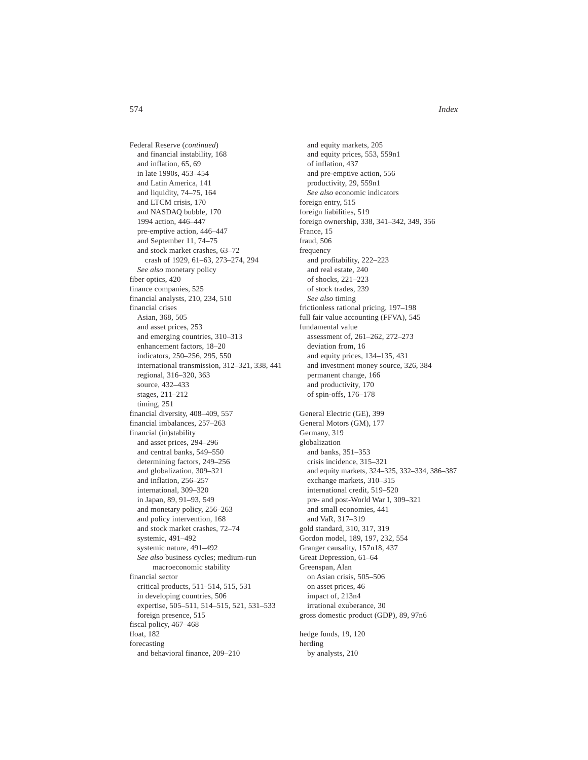Federal Reserve (*continued*)
  and financial instability, 168
  and inflation, 65, 69
  in late 1990s, 453–454
  and Latin America, 141
  and liquidity, 74–75, 164
  and LTCM crisis, 170
  and NASDAQ bubble, 170
  1994 action, 446–447
  pre-emptive action, 446–447
  and September 11, 74–75
  and stock market crashes, 63–72
    crash of 1929, 61–63, 273–274, 294
  *See also* monetary policy
fiber optics, 420
finance companies, 525
financial analysts, 210, 234, 510
financial crises
  Asian, 368, 505
  and asset prices, 253
  and emerging countries, 310–313
  enhancement factors, 18–20
  indicators, 250–256, 295, 550
  international transmission, 312–321, 338, 441
  regional, 316–320, 363
  source, 432–433
  stages, 211–212
  timing, 251
financial diversity, 408–409, 557
financial imbalances, 257–263
financial (in)stability
  and asset prices, 294–296
  and central banks, 549–550
  determining factors, 249–256
  and globalization, 309–321
  and inflation, 256–257
  international, 309–320
  in Japan, 89, 91–93, 549
  and monetary policy, 256–263
  and policy intervention, 168
  and stock market crashes, 72–74
  systemic, 491–492
  systemic nature, 491–492
  *See also* business cycles; medium-run
      macroeconomic stability
financial sector
  critical products, 511–514, 515, 531
  in developing countries, 506
  expertise, 505–511, 514–515, 521, 531–533
  foreign presence, 515
fiscal policy, 467–468
float, 182
forecasting
  and behavioral finance, 209–210
  and equity markets, 205
  and equity prices, 553, 559n1
  of inflation, 437
  and pre-emptive action, 556
  productivity, 29, 559n1
  *See also* economic indicators
foreign entry, 515
foreign liabilities, 519
foreign ownership, 338, 341–342, 349, 356
France, 15
fraud, 506
frequency
  and profitability, 222–223
  and real estate, 240
  of shocks, 221–223
  of stock trades, 239
  *See also* timing
frictionless rational pricing, 197–198
full fair value accounting (FFVA), 545
fundamental value
  assessment of, 261–262, 272–273
  deviation from, 16
  and equity prices, 134–135, 431
  and investment money source, 326, 384
  permanent change, 166
  and productivity, 170
  of spin-offs, 176–178

General Electric (GE), 399
General Motors (GM), 177
Germany, 319
globalization
  and banks, 351–353
  crisis incidence, 315–321
  and equity markets, 324–325, 332–334, 386–387
  exchange markets, 310–315
  international credit, 519–520
  pre- and post-World War I, 309–321
  and small economies, 441
  and VaR, 317–319
gold standard, 310, 317, 319
Gordon model, 189, 197, 232, 554
Granger causality, 157n18, 437
Great Depression, 61–64
Greenspan, Alan
  on Asian crisis, 505–506
  on asset prices, 46
  impact of, 213n4
  irrational exuberance, 30
gross domestic product (GDP), 89, 97n6

hedge funds, 19, 120
herding
  by analysts, 210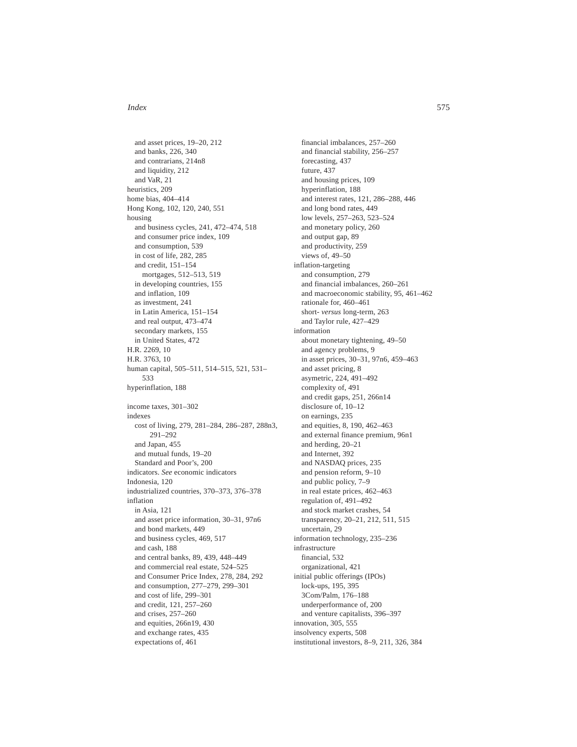and asset prices, 19–20, 212
and banks, 226, 340
and contrarians, 214n8
and liquidity, 212
and VaR, 21

heuristics, 209
home bias, 404–414
Hong Kong, 102, 120, 240, 551
housing
- and business cycles, 241, 472–474, 518
- and consumer price index, 109
- and consumption, 539
- in cost of life, 282, 285
- and credit, 151–154
  - mortgages, 512–513, 519
- in developing countries, 155
- and inflation, 109
- as investment, 241
- in Latin America, 151–154
- and real output, 473–474
- secondary markets, 155
- in United States, 472

H.R. 2269, 10
H.R. 3763, 10
human capital, 505–511, 514–515, 521, 531–533
hyperinflation, 188

income taxes, 301–302
indexes
- cost of living, 279, 281–284, 286–287, 288n3, 291–292
- and Japan, 455
- and mutual funds, 19–20
- Standard and Poor's, 200

indicators. *See* economic indicators
Indonesia, 120
industrialized countries, 370–373, 376–378
inflation
- in Asia, 121
- and asset price information, 30–31, 97n6
- and bond markets, 449
- and business cycles, 469, 517
- and cash, 188
- and central banks, 89, 439, 448–449
- and commercial real estate, 524–525
- and Consumer Price Index, 278, 284, 292
- and consumption, 277–279, 299–301
- and cost of life, 299–301
- and credit, 121, 257–260
- and crises, 257–260
- and equities, 266n19, 430
- and exchange rates, 435
- expectations of, 461
- financial imbalances, 257–260
- and financial stability, 256–257
- forecasting, 437
- future, 437
- and housing prices, 109
- hyperinflation, 188
- and interest rates, 121, 286–288, 446
- and long bond rates, 449
- low levels, 257–263, 523–524
- and monetary policy, 260
- and output gap, 89
- and productivity, 259
- views of, 49–50

inflation-targeting
- and consumption, 279
- and financial imbalances, 260–261
- and macroeconomic stability, 95, 461–462
- rationale for, 460–461
- short- *versus* long-term, 263
- and Taylor rule, 427–429

information
- about monetary tightening, 49–50
- and agency problems, 9
- in asset prices, 30–31, 97n6, 459–463
- and asset pricing, 8
- asymetric, 224, 491–492
- complexity of, 491
- and credit gaps, 251, 266n14
- disclosure of, 10–12
- on earnings, 235
- and equities, 8, 190, 462–463
- and external finance premium, 96n1
- and herding, 20–21
- and Internet, 392
- and NASDAQ prices, 235
- and pension reform, 9–10
- and public policy, 7–9
- in real estate prices, 462–463
- regulation of, 491–492
- and stock market crashes, 54
- transparency, 20–21, 212, 511, 515
- uncertain, 29

information technology, 235–236
infrastructure
- financial, 532
- organizational, 421

initial public offerings (IPOs)
- lock-ups, 195, 395
- 3Com/Palm, 176–188
- underperformance of, 200
- and venture capitalists, 396–397

innovation, 305, 555
insolvency experts, 508
institutional investors, 8–9, 211, 326, 384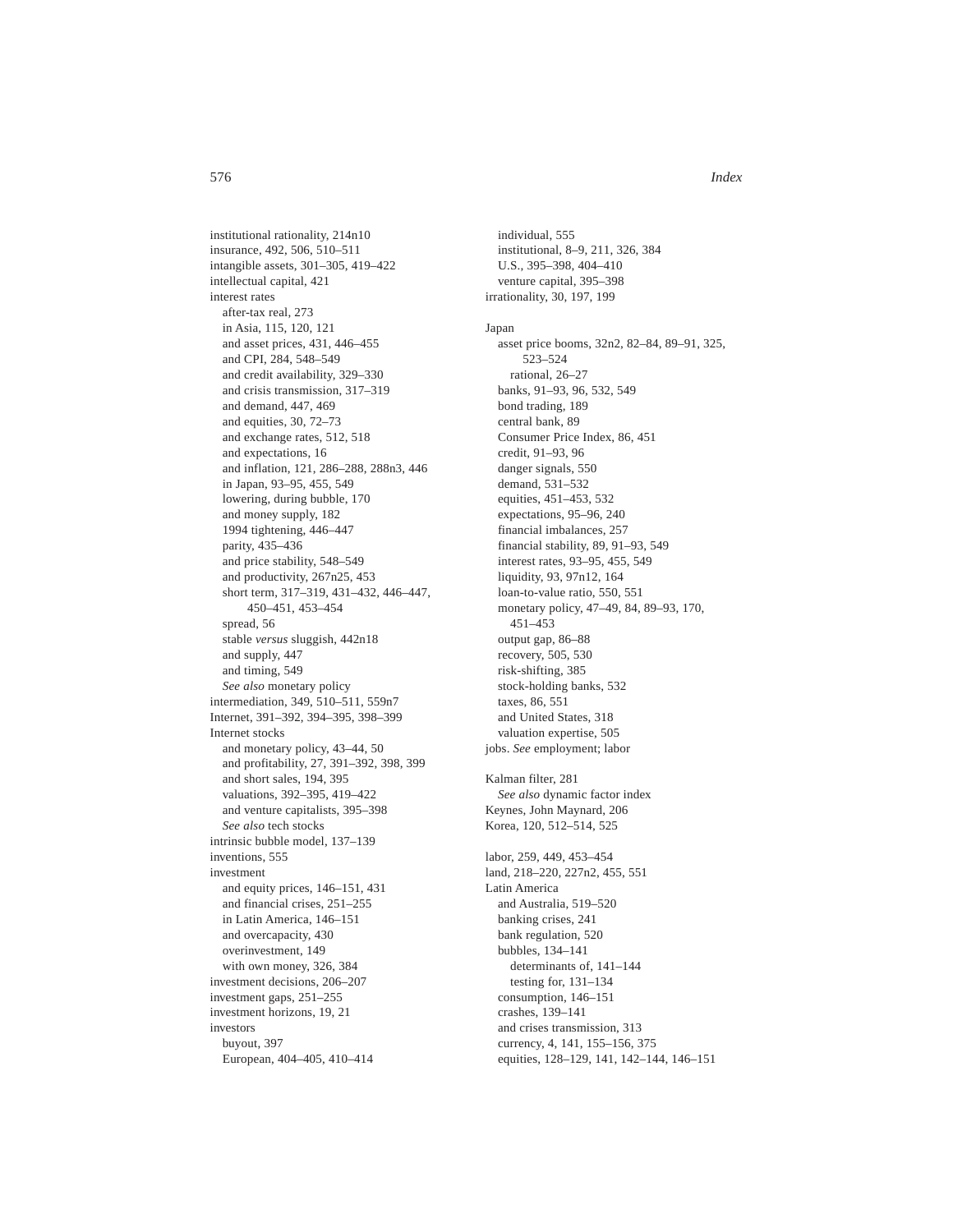institutional rationality, 214n10
insurance, 492, 506, 510–511
intangible assets, 301–305, 419–422
intellectual capital, 421
interest rates
  after-tax real, 273
  in Asia, 115, 120, 121
  and asset prices, 431, 446–455
  and CPI, 284, 548–549
  and credit availability, 329–330
  and crisis transmission, 317–319
  and demand, 447, 469
  and equities, 30, 72–73
  and exchange rates, 512, 518
  and expectations, 16
  and inflation, 121, 286–288, 288n3, 446
  in Japan, 93–95, 455, 549
  lowering, during bubble, 170
  and money supply, 182
  1994 tightening, 446–447
  parity, 435–436
  and price stability, 548–549
  and productivity, 267n25, 453
  short term, 317–319, 431–432, 446–447, 450–451, 453–454
  spread, 56
  stable *versus* sluggish, 442n18
  and supply, 447
  and timing, 549
  *See also* monetary policy
intermediation, 349, 510–511, 559n7
Internet, 391–392, 394–395, 398–399
Internet stocks
  and monetary policy, 43–44, 50
  and profitability, 27, 391–392, 398, 399
  and short sales, 194, 395
  valuations, 392–395, 419–422
  and venture capitalists, 395–398
  *See also* tech stocks
intrinsic bubble model, 137–139
inventions, 555
investment
  and equity prices, 146–151, 431
  and financial crises, 251–255
  in Latin America, 146–151
  and overcapacity, 430
  overinvestment, 149
  with own money, 326, 384
investment decisions, 206–207
investment gaps, 251–255
investment horizons, 19, 21
investors
  buyout, 397
  European, 404–405, 410–414
  individual, 555
  institutional, 8–9, 211, 326, 384
  U.S., 395–398, 404–410
  venture capital, 395–398
irrationality, 30, 197, 199

Japan
  asset price booms, 32n2, 82–84, 89–91, 325, 523–524
    rational, 26–27
  banks, 91–93, 96, 532, 549
  bond trading, 189
  central bank, 89
  Consumer Price Index, 86, 451
  credit, 91–93, 96
  danger signals, 550
  demand, 531–532
  equities, 451–453, 532
  expectations, 95–96, 240
  financial imbalances, 257
  financial stability, 89, 91–93, 549
  interest rates, 93–95, 455, 549
  liquidity, 93, 97n12, 164
  loan-to-value ratio, 550, 551
  monetary policy, 47–49, 84, 89–93, 170, 451–453
  output gap, 86–88
  recovery, 505, 530
  risk-shifting, 385
  stock-holding banks, 532
  taxes, 86, 551
  and United States, 318
  valuation expertise, 505
jobs. *See* employment; labor

Kalman filter, 281
  *See also* dynamic factor index
Keynes, John Maynard, 206
Korea, 120, 512–514, 525

labor, 259, 449, 453–454
land, 218–220, 227n2, 455, 551
Latin America
  and Australia, 519–520
  banking crises, 241
  bank regulation, 520
  bubbles, 134–141
    determinants of, 141–144
    testing for, 131–134
  consumption, 146–151
  crashes, 139–141
  and crises transmission, 313
  currency, 4, 141, 155–156, 375
  equities, 128–129, 141, 142–144, 146–151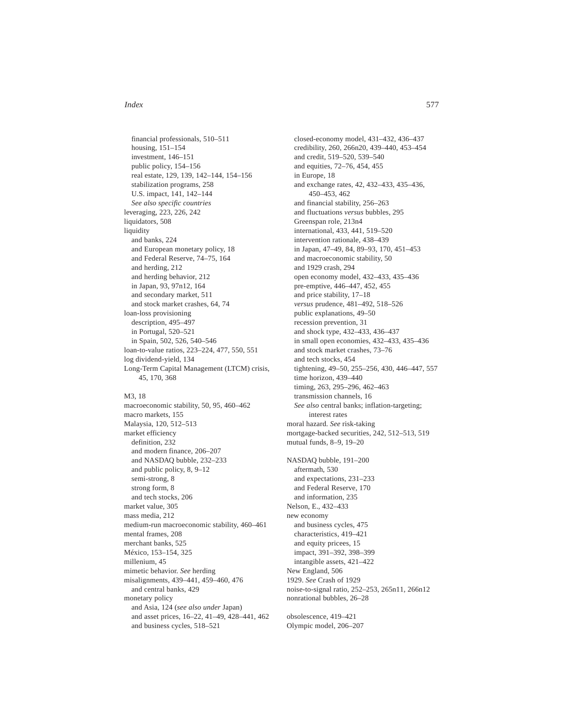financial professionals, 510–511
  housing, 151–154
  investment, 146–151
  public policy, 154–156
  real estate, 129, 139, 142–144, 154–156
  stabilization programs, 258
  U.S. impact, 141, 142–144
  *See also specific countries*
leveraging, 223, 226, 242
liquidators, 508
liquidity
  and banks, 224
  and European monetary policy, 18
  and Federal Reserve, 74–75, 164
  and herding, 212
  and herding behavior, 212
  in Japan, 93, 97n12, 164
  and secondary market, 511
  and stock market crashes, 64, 74
loan-loss provisioning
  description, 495–497
  in Portugal, 520–521
  in Spain, 502, 526, 540–546
loan-to-value ratios, 223–224, 477, 550, 551
log dividend-yield, 134
Long-Term Capital Management (LTCM) crisis, 45, 170, 368

M3, 18
macroeconomic stability, 50, 95, 460–462
macro markets, 155
Malaysia, 120, 512–513
market efficiency
  definition, 232
  and modern finance, 206–207
  and NASDAQ bubble, 232–233
  and public policy, 8, 9–12
  semi-strong, 8
  strong form, 8
  and tech stocks, 206
market value, 305
mass media, 212
medium-run macroeconomic stability, 460–461
mental frames, 208
merchant banks, 525
México, 153–154, 325
millenium, 45
mimetic behavior. *See* herding
misalignments, 439–441, 459–460, 476
  and central banks, 429
monetary policy
  and Asia, 124 (*see also under* Japan)
  and asset prices, 16–22, 41–49, 428–441, 462
  and business cycles, 518–521
  closed-economy model, 431–432, 436–437
  credibility, 260, 266n20, 439–440, 453–454
  and credit, 519–520, 539–540
  and equities, 72–76, 454, 455
  in Europe, 18
  and exchange rates, 42, 432–433, 435–436, 450–453, 462
  and financial stability, 256–263
  and fluctuations *versus* bubbles, 295
  Greenspan role, 213n4
  international, 433, 441, 519–520
  intervention rationale, 438–439
  in Japan, 47–49, 84, 89–93, 170, 451–453
  and macroeconomic stability, 50
  and 1929 crash, 294
  open economy model, 432–433, 435–436
  pre-emptive, 446–447, 452, 455
  and price stability, 17–18
  *versus* prudence, 481–492, 518–526
  public explanations, 49–50
  recession prevention, 31
  and shock type, 432–433, 436–437
  in small open economies, 432–433, 435–436
  and stock market crashes, 73–76
  and tech stocks, 454
  tightening, 49–50, 255–256, 430, 446–447, 557
  time horizon, 439–440
  timing, 263, 295–296, 462–463
  transmission channels, 16
  *See also* central banks; inflation-targeting; interest rates
moral hazard. *See* risk-taking
mortgage-backed securities, 242, 512–513, 519
mutual funds, 8–9, 19–20

NASDAQ bubble, 191–200
  aftermath, 530
  and expectations, 231–233
  and Federal Reserve, 170
  and information, 235
Nelson, E., 432–433
new economy
  and business cycles, 475
  characteristics, 419–421
  and equity pricees, 15
  impact, 391–392, 398–399
  intangible assets, 421–422
New England, 506
1929. *See* Crash of 1929
noise-to-signal ratio, 252–253, 265n11, 266n12
nonrational bubbles, 26–28

obsolescence, 419–421
Olympic model, 206–207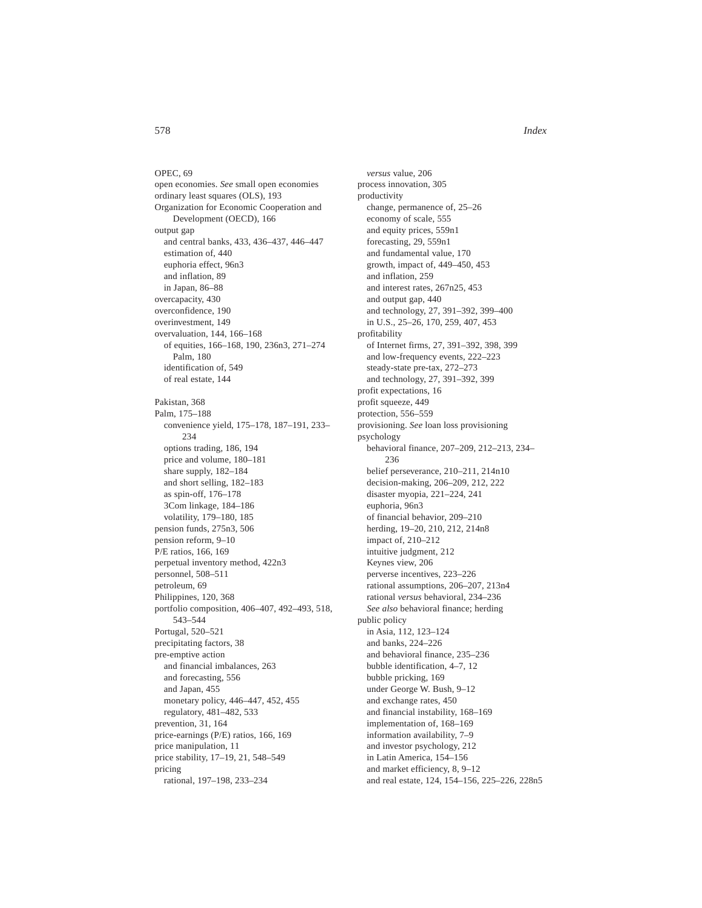OPEC, 69
open economies. *See* small open economies
ordinary least squares (OLS), 193
Organization for Economic Cooperation and Development (OECD), 166
output gap
  and central banks, 433, 436–437, 446–447
  estimation of, 440
  euphoria effect, 96n3
  and inflation, 89
  in Japan, 86–88
overcapacity, 430
overconfidence, 190
overinvestment, 149
overvaluation, 144, 166–168
  of equities, 166–168, 190, 236n3, 271–274
    Palm, 180
  identification of, 549
  of real estate, 144

Pakistan, 368
Palm, 175–188
  convenience yield, 175–178, 187–191, 233–234
  options trading, 186, 194
  price and volume, 180–181
  share supply, 182–184
  and short selling, 182–183
  as spin-off, 176–178
  3Com linkage, 184–186
  volatility, 179–180, 185
pension funds, 275n3, 506
pension reform, 9–10
P/E ratios, 166, 169
perpetual inventory method, 422n3
personnel, 508–511
petroleum, 69
Philippines, 120, 368
portfolio composition, 406–407, 492–493, 518, 543–544
Portugal, 520–521
precipitating factors, 38
pre-emptive action
  and financial imbalances, 263
  and forecasting, 556
  and Japan, 455
  monetary policy, 446–447, 452, 455
  regulatory, 481–482, 533
prevention, 31, 164
price-earnings (P/E) ratios, 166, 169
price manipulation, 11
price stability, 17–19, 21, 548–549
pricing
  rational, 197–198, 233–234
  *versus* value, 206
process innovation, 305
productivity
  change, permanence of, 25–26
  economy of scale, 555
  and equity prices, 559n1
  forecasting, 29, 559n1
  and fundamental value, 170
  growth, impact of, 449–450, 453
  and inflation, 259
  and interest rates, 267n25, 453
  and output gap, 440
  and technology, 27, 391–392, 399–400
  in U.S., 25–26, 170, 259, 407, 453
profitability
  of Internet firms, 27, 391–392, 398, 399
  and low-frequency events, 222–223
  steady-state pre-tax, 272–273
  and technology, 27, 391–392, 399
profit expectations, 16
profit squeeze, 449
protection, 556–559
provisioning. *See* loan loss provisioning
psychology
  behavioral finance, 207–209, 212–213, 234–236
  belief perseverance, 210–211, 214n10
  decision-making, 206–209, 212, 222
  disaster myopia, 221–224, 241
  euphoria, 96n3
  of financial behavior, 209–210
  herding, 19–20, 210, 212, 214n8
  impact of, 210–212
  intuitive judgment, 212
  Keynes view, 206
  perverse incentives, 223–226
  rational assumptions, 206–207, 213n4
  rational *versus* behavioral, 234–236
  *See also* behavioral finance; herding
public policy
  in Asia, 112, 123–124
  and banks, 224–226
  and behavioral finance, 235–236
  bubble identification, 4–7, 12
  bubble pricing, 169
  under George W. Bush, 9–12
  and exchange rates, 450
  and financial instability, 168–169
  implementation of, 168–169
  information availability, 7–9
  and investor psychology, 212
  in Latin America, 154–156
  and market efficiency, 8, 9–12
  and real estate, 124, 154–156, 225–226, 228n5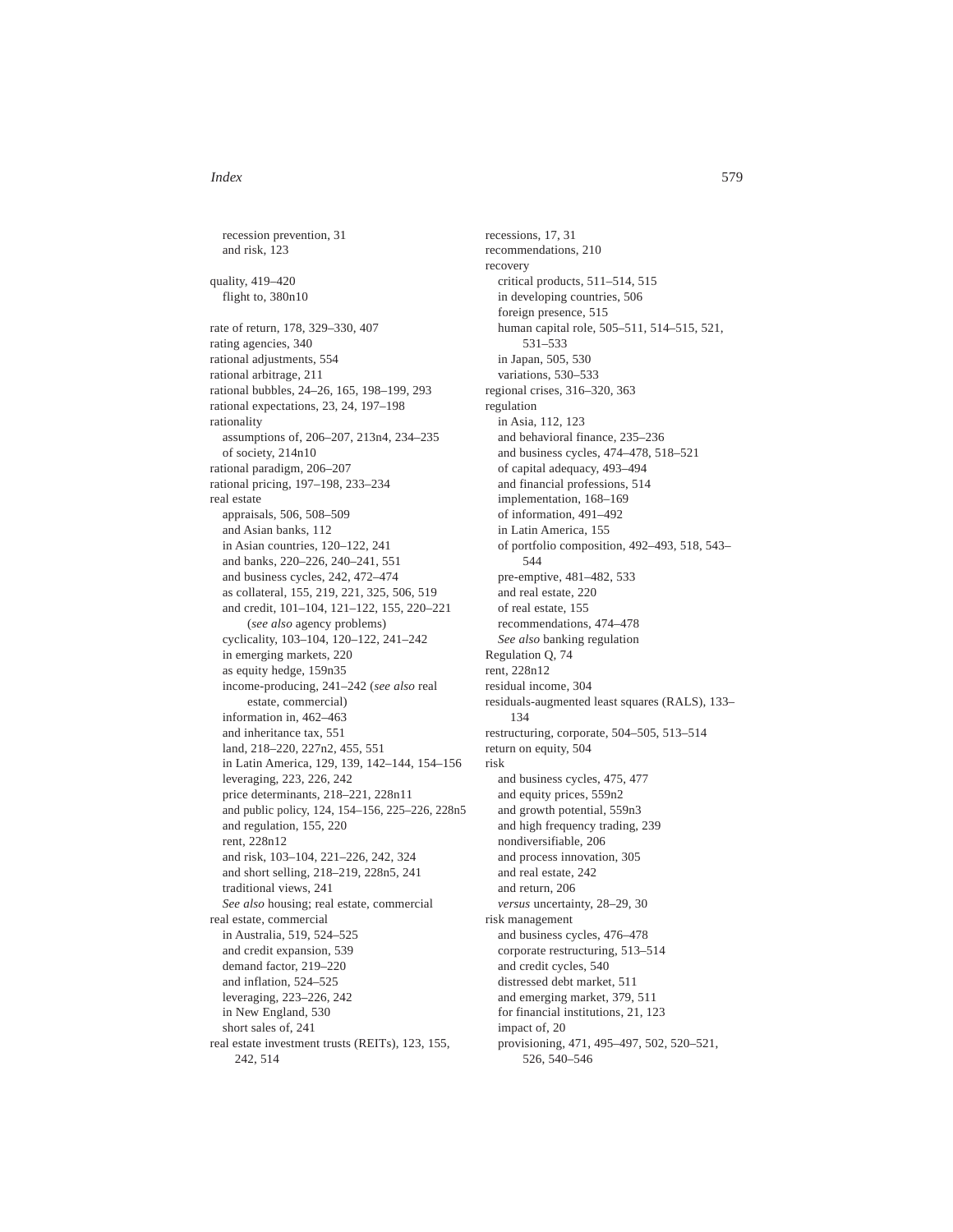recession prevention, 31
and risk, 123

quality, 419–420
flight to, 380n10

rate of return, 178, 329–330, 407
rating agencies, 340
rational adjustments, 554
rational arbitrage, 211
rational bubbles, 24–26, 165, 198–199, 293
rational expectations, 23, 24, 197–198
rationality
assumptions of, 206–207, 213n4, 234–235
of society, 214n10
rational paradigm, 206–207
rational pricing, 197–198, 233–234
real estate
appraisals, 506, 508–509
and Asian banks, 112
in Asian countries, 120–122, 241
and banks, 220–226, 240–241, 551
and business cycles, 242, 472–474
as collateral, 155, 219, 221, 325, 506, 519
and credit, 101–104, 121–122, 155, 220–221 (*see also* agency problems)
cyclicality, 103–104, 120–122, 241–242
in emerging markets, 220
as equity hedge, 159n35
income-producing, 241–242 (*see also* real estate, commercial)
information in, 462–463
and inheritance tax, 551
land, 218–220, 227n2, 455, 551
in Latin America, 129, 139, 142–144, 154–156
leveraging, 223, 226, 242
price determinants, 218–221, 228n11
and public policy, 124, 154–156, 225–226, 228n5
and regulation, 155, 220
rent, 228n12
and risk, 103–104, 221–226, 242, 324
and short selling, 218–219, 228n5, 241
traditional views, 241
*See also* housing; real estate, commercial
real estate, commercial
in Australia, 519, 524–525
and credit expansion, 539
demand factor, 219–220
and inflation, 524–525
leveraging, 223–226, 242
in New England, 530
short sales of, 241
real estate investment trusts (REITs), 123, 155, 242, 514

recessions, 17, 31
recommendations, 210
recovery
critical products, 511–514, 515
in developing countries, 506
foreign presence, 515
human capital role, 505–511, 514–515, 521, 531–533
in Japan, 505, 530
variations, 530–533
regional crises, 316–320, 363
regulation
in Asia, 112, 123
and behavioral finance, 235–236
and business cycles, 474–478, 518–521
of capital adequacy, 493–494
and financial professions, 514
implementation, 168–169
of information, 491–492
in Latin America, 155
of portfolio composition, 492–493, 518, 543–544
pre-emptive, 481–482, 533
and real estate, 220
of real estate, 155
recommendations, 474–478
*See also* banking regulation
Regulation Q, 74
rent, 228n12
residual income, 304
residuals-augmented least squares (RALS), 133–134
restructuring, corporate, 504–505, 513–514
return on equity, 504
risk
and business cycles, 475, 477
and equity prices, 559n2
and growth potential, 559n3
and high frequency trading, 239
nondiversifiable, 206
and process innovation, 305
and real estate, 242
and return, 206
*versus* uncertainty, 28–29, 30
risk management
and business cycles, 476–478
corporate restructuring, 513–514
and credit cycles, 540
distressed debt market, 511
and emerging market, 379, 511
for financial institutions, 21, 123
impact of, 20
provisioning, 471, 495–497, 502, 520–521, 526, 540–546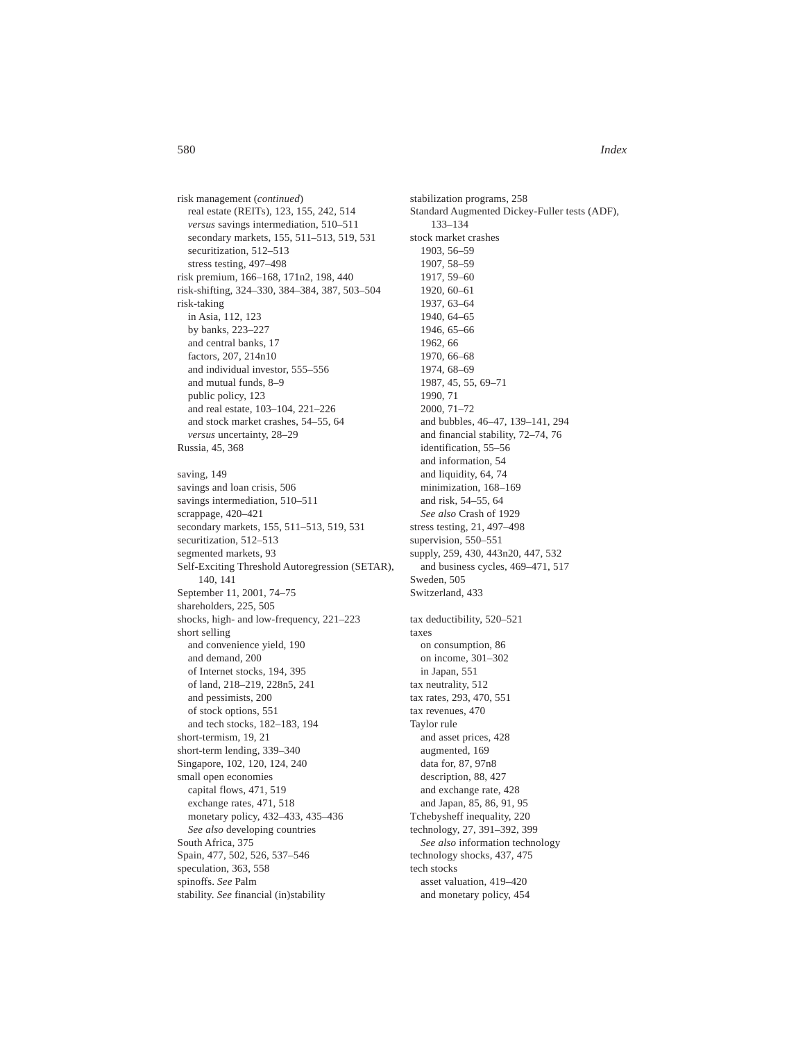risk management (*continued*)
  real estate (REITs), 123, 155, 242, 514
  *versus* savings intermediation, 510–511
  secondary markets, 155, 511–513, 519, 531
  securitization, 512–513
  stress testing, 497–498
risk premium, 166–168, 171n2, 198, 440
risk-shifting, 324–330, 384–384, 387, 503–504
risk-taking
  in Asia, 112, 123
  by banks, 223–227
  and central banks, 17
  factors, 207, 214n10
  and individual investor, 555–556
  and mutual funds, 8–9
  public policy, 123
  and real estate, 103–104, 221–226
  and stock market crashes, 54–55, 64
  *versus* uncertainty, 28–29
Russia, 45, 368

saving, 149
savings and loan crisis, 506
savings intermediation, 510–511
scrappage, 420–421
secondary markets, 155, 511–513, 519, 531
securitization, 512–513
segmented markets, 93
Self-Exciting Threshold Autoregression (SETAR), 140, 141
September 11, 2001, 74–75
shareholders, 225, 505
shocks, high- and low-frequency, 221–223
short selling
  and convenience yield, 190
  and demand, 200
  of Internet stocks, 194, 395
  of land, 218–219, 228n5, 241
  and pessimists, 200
  of stock options, 551
  and tech stocks, 182–183, 194
short-termism, 19, 21
short-term lending, 339–340
Singapore, 102, 120, 124, 240
small open economies
  capital flows, 471, 519
  exchange rates, 471, 518
  monetary policy, 432–433, 435–436
  *See also* developing countries
South Africa, 375
Spain, 477, 502, 526, 537–546
speculation, 363, 558
spinoffs. *See* Palm
stability. *See* financial (in)stability
stabilization programs, 258
Standard Augmented Dickey-Fuller tests (ADF), 133–134
stock market crashes
  1903, 56–59
  1907, 58–59
  1917, 59–60
  1920, 60–61
  1937, 63–64
  1940, 64–65
  1946, 65–66
  1962, 66
  1970, 66–68
  1974, 68–69
  1987, 45, 55, 69–71
  1990, 71
  2000, 71–72
  and bubbles, 46–47, 139–141, 294
  and financial stability, 72–74, 76
  identification, 55–56
  and information, 54
  and liquidity, 64, 74
  minimization, 168–169
  and risk, 54–55, 64
  *See also* Crash of 1929
stress testing, 21, 497–498
supervision, 550–551
supply, 259, 430, 443n20, 447, 532
  and business cycles, 469–471, 517
Sweden, 505
Switzerland, 433

tax deductibility, 520–521
taxes
  on consumption, 86
  on income, 301–302
  in Japan, 551
tax neutrality, 512
tax rates, 293, 470, 551
tax revenues, 470
Taylor rule
  and asset prices, 428
  augmented, 169
  data for, 87, 97n8
  description, 88, 427
  and exchange rate, 428
  and Japan, 85, 86, 91, 95
Tchebysheff inequality, 220
technology, 27, 391–392, 399
  *See also* information technology
technology shocks, 437, 475
tech stocks
  asset valuation, 419–420
  and monetary policy, 454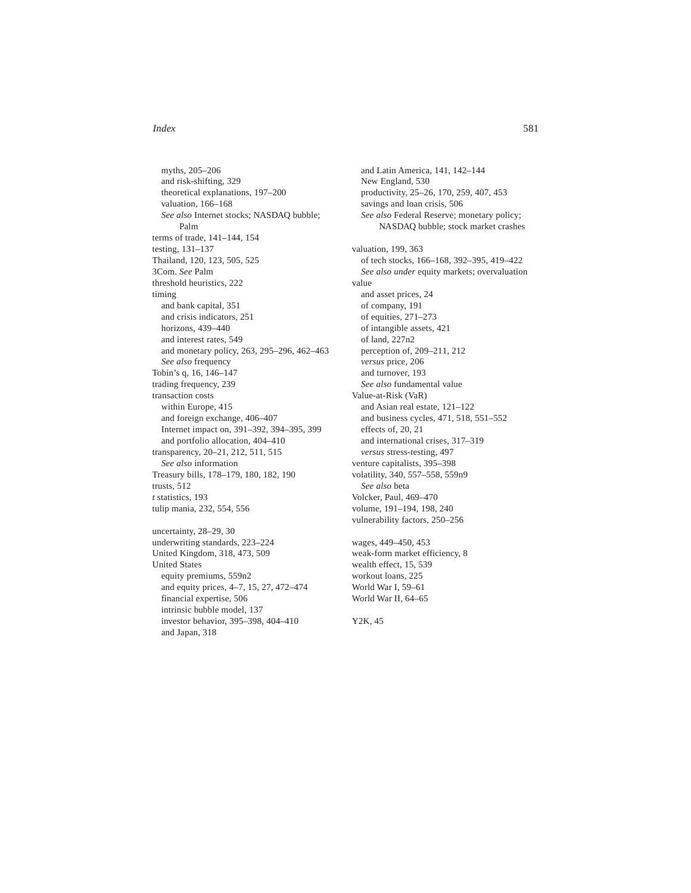myths, 205–206
and risk-shifting, 329
theoretical explanations, 197–200
valuation, 166–168
*See also* Internet stocks; NASDAQ bubble; Palm

terms of trade, 141–144, 154
testing, 131–137
Thailand, 120, 123, 505, 525
3Com. *See* Palm
threshold heuristics, 222
timing
and bank capital, 351
and crisis indicators, 251
horizons, 439–440
and interest rates, 549
and monetary policy, 263, 295–296, 462–463
*See also* frequency

Tobin's q, 16, 146–147
trading frequency, 239
transaction costs
within Europe, 415
and foreign exchange, 406–407
Internet impact on, 391–392, 394–395, 399
and portfolio allocation, 404–410

transparency, 20–21, 212, 511, 515
*See also* information

Treasury bills, 178–179, 180, 182, 190
trusts, 512
*t* statistics, 193
tulip mania, 232, 554, 556

uncertainty, 28–29, 30
underwriting standards, 223–224
United Kingdom, 318, 473, 509
United States
equity premiums, 559n2
and equity prices, 4–7, 15, 27, 472–474
financial expertise, 506
intrinsic bubble model, 137
investor behavior, 395–398, 404–410
and Japan, 318
and Latin America, 141, 142–144
New England, 530
productivity, 25–26, 170, 259, 407, 453
savings and loan crisis, 506
*See also* Federal Reserve; monetary policy; NASDAQ bubble; stock market crashes

valuation, 199, 363
of tech stocks, 166–168, 392–395, 419–422
*See also under* equity markets; overvaluation

value
and asset prices, 24
of company, 191
of equities, 271–273
of intangible assets, 421
of land, 227n2
perception of, 209–211, 212
*versus* price, 206
and turnover, 193
*See also* fundamental value

Value-at-Risk (VaR)
and Asian real estate, 121–122
and business cycles, 471, 518, 551–552
effects of, 20, 21
and international crises, 317–319
*versus* stress-testing, 497

venture capitalists, 395–398
volatility, 340, 557–558, 559n9
*See also* beta

Volcker, Paul, 469–470
volume, 191–194, 198, 240
vulnerability factors, 250–256

wages, 449–450, 453
weak-form market efficiency, 8
wealth effect, 15, 539
workout loans, 225
World War I, 59–61
World War II, 64–65

Y2K, 45